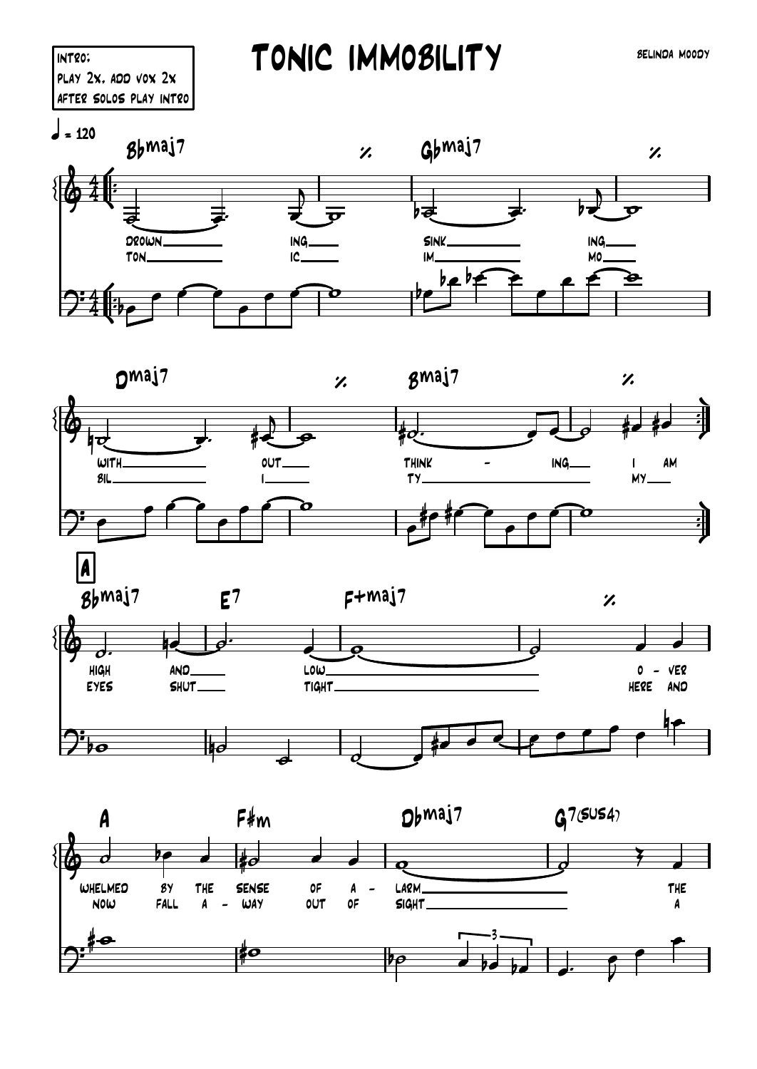# TONIC IMMOBILITY

BELINDA MOODY

INTRO:
PLAY 2X, ADD VOX 2X
AFTER SOLOS PLAY INTRO

♩ = 120

Bbmaj7 % Gbmaj7 %

DROWN___ ING___ SINK___ ING___
TON___ IC___ IM___ MO___

Dmaj7 % Bmaj7 %

WITH___ OUT___ THINK - ING___ I AM
BIL___ I___ TY___ MY___

**A**

Bbmaj7 E7 F+maj7 %

HIGH AND___ LOW___ O - VER
EYES SHUT___ TIGHT___ HERE AND

A F#m Dbmaj7 G7(SUS4)

WHELMED BY THE SENSE OF A - LARM___ THE
NOW FALL A - WAY OUT OF SIGHT___ A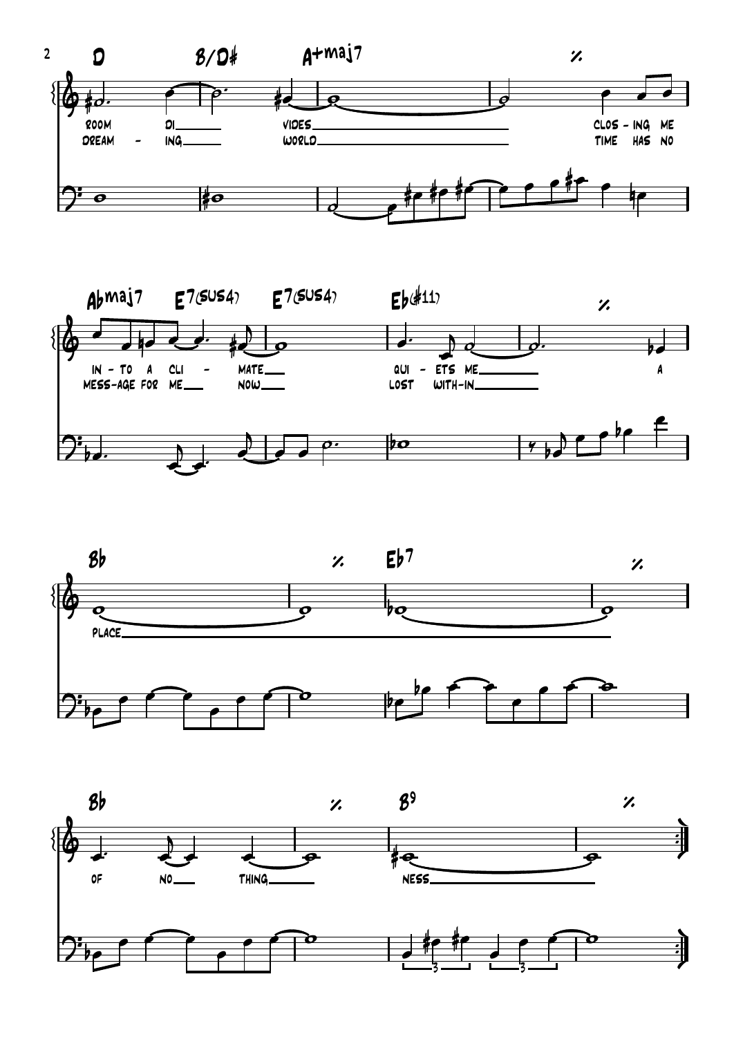D B/D♯ A+maj7 %

ROOM DI - VIDES CLOS - ING ME

DREAM - ING WORLD TIME HAS NO

A♭maj7 E7(SUS4) E7(SUS4) E♭(♯11) %

IN - TO A CLI - MATE QUI - ETS ME A

MESS-AGE FOR ME NOW LOST WITH-IN

B♭ % E♭7 %

PLACE

B♭ % B9 %

OF NO THING NESS